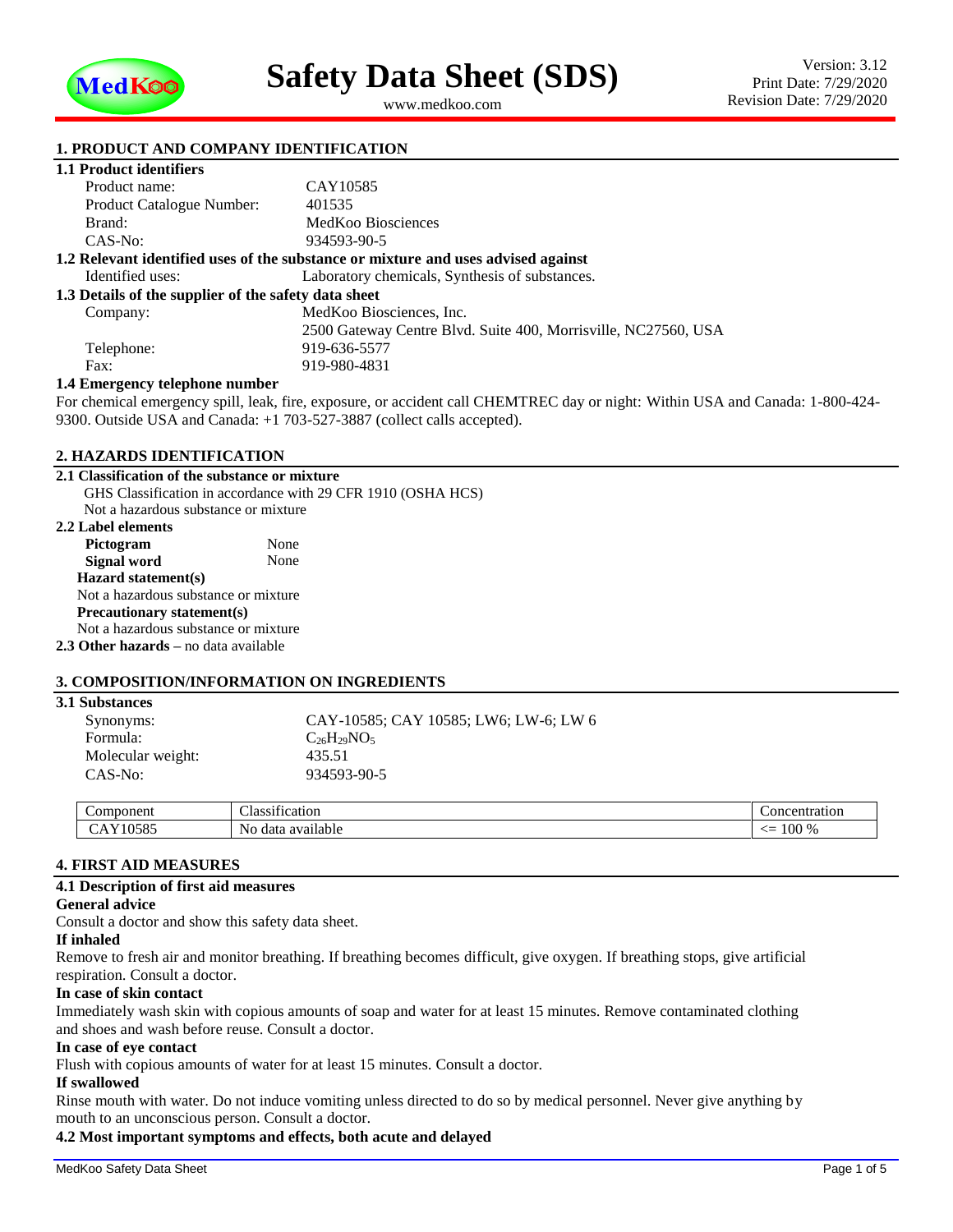# Safety Data Sheet (SDS)

www.medkoo.com

Version: 3.12
Print Date: 7/29/2020
Revision Date: 7/29/2020

## 1. PRODUCT AND COMPANY IDENTIFICATION

### 1.1 Product identifiers

| | |
|---|---|
| Product name: | CAY10585 |
| Product Catalogue Number: | 401535 |
| Brand: | MedKoo Biosciences |
| CAS-No: | 934593-90-5 |

### 1.2 Relevant identified uses of the substance or mixture and uses advised against

Identified uses: Laboratory chemicals, Synthesis of substances.

### 1.3 Details of the supplier of the safety data sheet

| | |
|---|---|
| Company: | MedKoo Biosciences, Inc. |
| | 2500 Gateway Centre Blvd. Suite 400, Morrisville, NC27560, USA |
| Telephone: | 919-636-5577 |
| Fax: | 919-980-4831 |

### 1.4 Emergency telephone number

For chemical emergency spill, leak, fire, exposure, or accident call CHEMTREC day or night: Within USA and Canada: 1-800-424-9300. Outside USA and Canada: +1 703-527-3887 (collect calls accepted).

## 2. HAZARDS IDENTIFICATION

### 2.1 Classification of the substance or mixture

GHS Classification in accordance with 29 CFR 1910 (OSHA HCS)
Not a hazardous substance or mixture

### 2.2 Label elements

**Pictogram** None
**Signal word** None

**Hazard statement(s)**
Not a hazardous substance or mixture

**Precautionary statement(s)**
Not a hazardous substance or mixture

**2.3 Other hazards** – no data available

## 3. COMPOSITION/INFORMATION ON INGREDIENTS

### 3.1 Substances

| | |
|---|---|
| Synonyms: | CAY-10585; CAY 10585; LW6; LW-6; LW 6 |
| Formula: | $C_{26}H_{29}NO_5$ |
| Molecular weight: | 435.51 |
| CAS-No: | 934593-90-5 |

| Component | Classification | Concentration |
|---|---|---|
| CAY10585 | No data available | <= 100 % |

## 4. FIRST AID MEASURES

### 4.1 Description of first aid measures

**General advice**
Consult a doctor and show this safety data sheet.

**If inhaled**
Remove to fresh air and monitor breathing. If breathing becomes difficult, give oxygen. If breathing stops, give artificial respiration. Consult a doctor.

**In case of skin contact**
Immediately wash skin with copious amounts of soap and water for at least 15 minutes. Remove contaminated clothing and shoes and wash before reuse. Consult a doctor.

**In case of eye contact**
Flush with copious amounts of water for at least 15 minutes. Consult a doctor.

**If swallowed**
Rinse mouth with water. Do not induce vomiting unless directed to do so by medical personnel. Never give anything by mouth to an unconscious person. Consult a doctor.

### 4.2 Most important symptoms and effects, both acute and delayed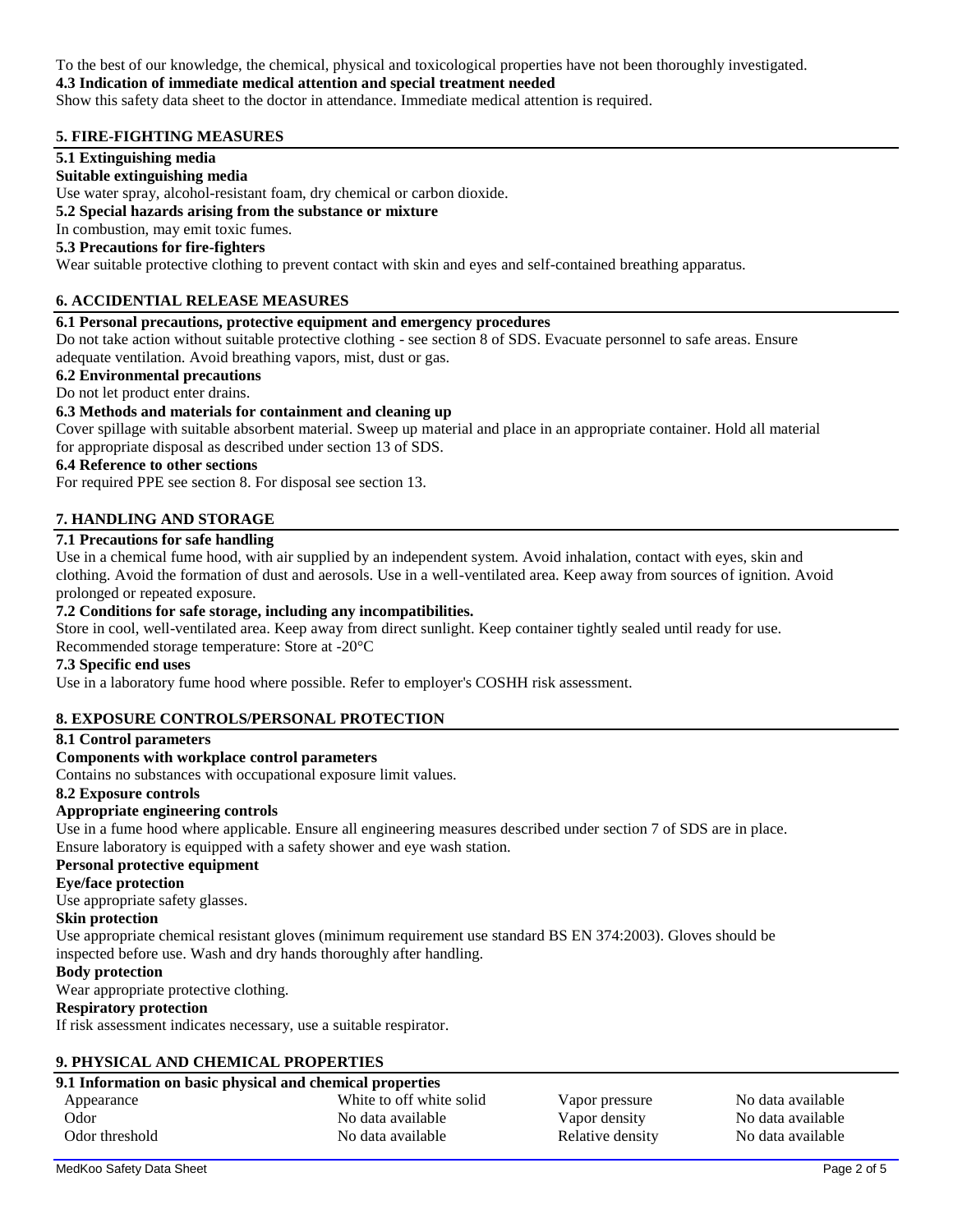To the best of our knowledge, the chemical, physical and toxicological properties have not been thoroughly investigated.

**4.3 Indication of immediate medical attention and special treatment needed**

Show this safety data sheet to the doctor in attendance. Immediate medical attention is required.

## 5. FIRE-FIGHTING MEASURES

**5.1 Extinguishing media**

**Suitable extinguishing media**

Use water spray, alcohol-resistant foam, dry chemical or carbon dioxide.

**5.2 Special hazards arising from the substance or mixture**

In combustion, may emit toxic fumes.

**5.3 Precautions for fire-fighters**

Wear suitable protective clothing to prevent contact with skin and eyes and self-contained breathing apparatus.

## 6. ACCIDENTIAL RELEASE MEASURES

**6.1 Personal precautions, protective equipment and emergency procedures**

Do not take action without suitable protective clothing - see section 8 of SDS. Evacuate personnel to safe areas. Ensure adequate ventilation. Avoid breathing vapors, mist, dust or gas.

**6.2 Environmental precautions**

Do not let product enter drains.

**6.3 Methods and materials for containment and cleaning up**

Cover spillage with suitable absorbent material. Sweep up material and place in an appropriate container. Hold all material for appropriate disposal as described under section 13 of SDS.

**6.4 Reference to other sections**

For required PPE see section 8. For disposal see section 13.

## 7. HANDLING AND STORAGE

**7.1 Precautions for safe handling**

Use in a chemical fume hood, with air supplied by an independent system. Avoid inhalation, contact with eyes, skin and clothing. Avoid the formation of dust and aerosols. Use in a well-ventilated area. Keep away from sources of ignition. Avoid prolonged or repeated exposure.

**7.2 Conditions for safe storage, including any incompatibilities.**

Store in cool, well-ventilated area. Keep away from direct sunlight. Keep container tightly sealed until ready for use.
Recommended storage temperature: Store at -20°C

**7.3 Specific end uses**

Use in a laboratory fume hood where possible. Refer to employer's COSHH risk assessment.

## 8. EXPOSURE CONTROLS/PERSONAL PROTECTION

**8.1 Control parameters**

**Components with workplace control parameters**

Contains no substances with occupational exposure limit values.

**8.2 Exposure controls**

**Appropriate engineering controls**

Use in a fume hood where applicable. Ensure all engineering measures described under section 7 of SDS are in place.
Ensure laboratory is equipped with a safety shower and eye wash station.

**Personal protective equipment**

**Eye/face protection**

Use appropriate safety glasses.

**Skin protection**

Use appropriate chemical resistant gloves (minimum requirement use standard BS EN 374:2003). Gloves should be inspected before use. Wash and dry hands thoroughly after handling.

**Body protection**

Wear appropriate protective clothing.

**Respiratory protection**

If risk assessment indicates necessary, use a suitable respirator.

## 9. PHYSICAL AND CHEMICAL PROPERTIES

**9.1 Information on basic physical and chemical properties**

| | | | |
|---|---|---|---|
| Appearance | White to off white solid | Vapor pressure | No data available |
| Odor | No data available | Vapor density | No data available |
| Odor threshold | No data available | Relative density | No data available |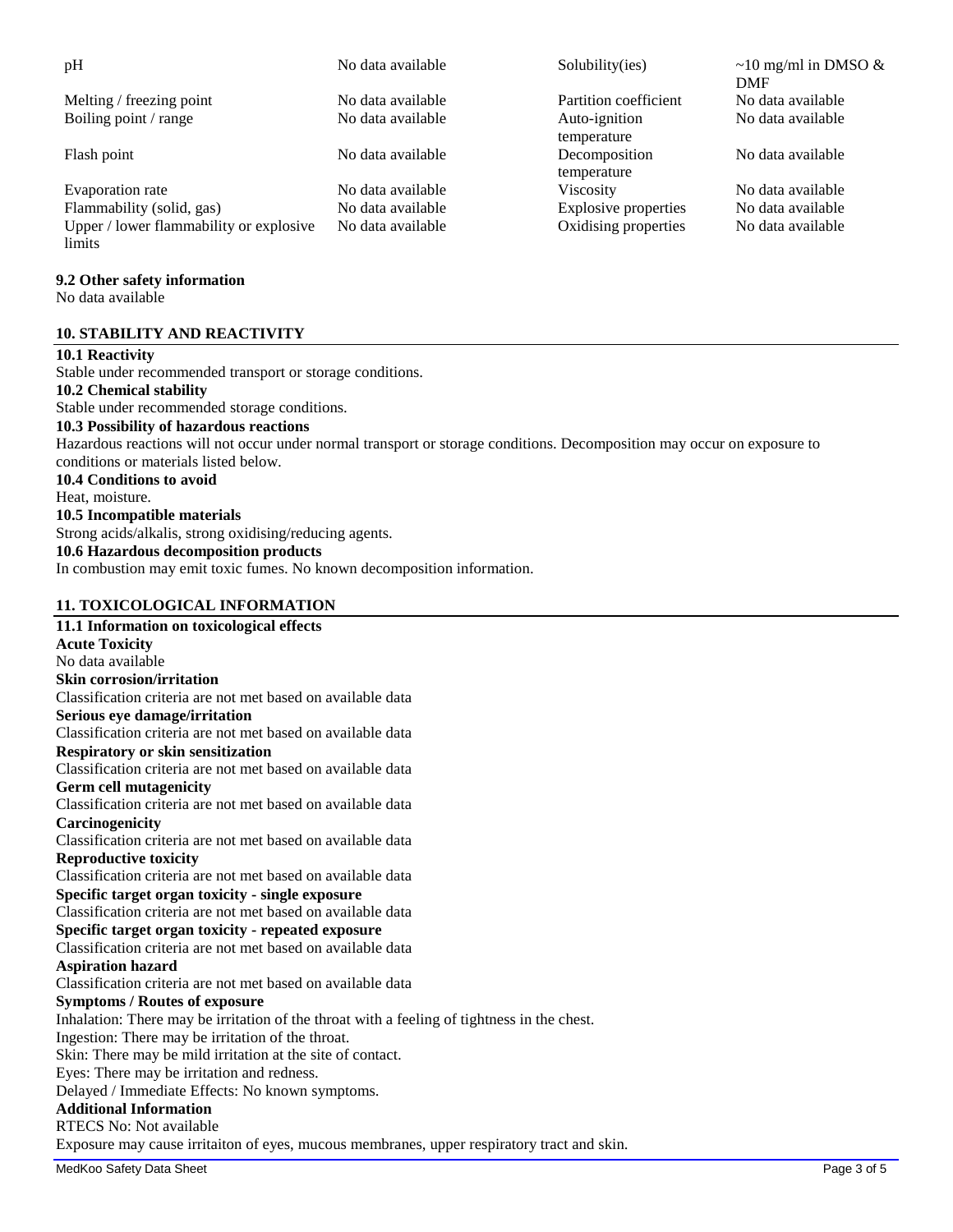| | | | |
|---|---|---|---|
| pH | No data available | Solubility(ies) | ~10 mg/ml in DMSO & DMF |
| Melting / freezing point | No data available | Partition coefficient | No data available |
| Boiling point / range | No data available | Auto-ignition temperature | No data available |
| Flash point | No data available | Decomposition temperature | No data available |
| Evaporation rate | No data available | Viscosity | No data available |
| Flammability (solid, gas) | No data available | Explosive properties | No data available |
| Upper / lower flammability or explosive limits | No data available | Oxidising properties | No data available |

**9.2 Other safety information**
No data available

## 10. STABILITY AND REACTIVITY

**10.1 Reactivity**
Stable under recommended transport or storage conditions.
**10.2 Chemical stability**
Stable under recommended storage conditions.
**10.3 Possibility of hazardous reactions**
Hazardous reactions will not occur under normal transport or storage conditions. Decomposition may occur on exposure to conditions or materials listed below.
**10.4 Conditions to avoid**
Heat, moisture.
**10.5 Incompatible materials**
Strong acids/alkalis, strong oxidising/reducing agents.
**10.6 Hazardous decomposition products**
In combustion may emit toxic fumes. No known decomposition information.

## 11. TOXICOLOGICAL INFORMATION

**11.1 Information on toxicological effects**
**Acute Toxicity**
No data available
**Skin corrosion/irritation**
Classification criteria are not met based on available data
**Serious eye damage/irritation**
Classification criteria are not met based on available data
**Respiratory or skin sensitization**
Classification criteria are not met based on available data
**Germ cell mutagenicity**
Classification criteria are not met based on available data
**Carcinogenicity**
Classification criteria are not met based on available data
**Reproductive toxicity**
Classification criteria are not met based on available data
**Specific target organ toxicity - single exposure**
Classification criteria are not met based on available data
**Specific target organ toxicity - repeated exposure**
Classification criteria are not met based on available data
**Aspiration hazard**
Classification criteria are not met based on available data
**Symptoms / Routes of exposure**
Inhalation: There may be irritation of the throat with a feeling of tightness in the chest.
Ingestion: There may be irritation of the throat.
Skin: There may be mild irritation at the site of contact.
Eyes: There may be irritation and redness.
Delayed / Immediate Effects: No known symptoms.
**Additional Information**
RTECS No: Not available
Exposure may cause irritaiton of eyes, mucous membranes, upper respiratory tract and skin.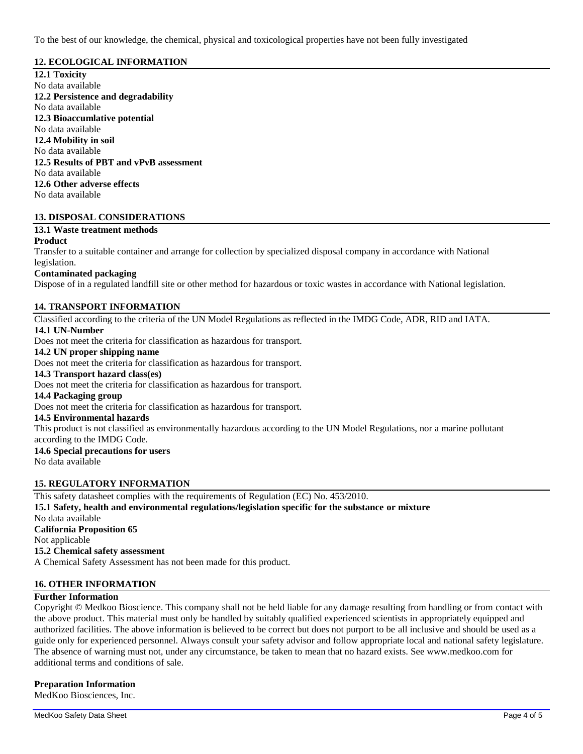To the best of our knowledge, the chemical, physical and toxicological properties have not been fully investigated

## 12. ECOLOGICAL INFORMATION

**12.1 Toxicity**
No data available
**12.2 Persistence and degradability**
No data available
**12.3 Bioaccumlative potential**
No data available
**12.4 Mobility in soil**
No data available
**12.5 Results of PBT and vPvB assessment**
No data available
**12.6 Other adverse effects**
No data available

## 13. DISPOSAL CONSIDERATIONS

**13.1 Waste treatment methods**
**Product**
Transfer to a suitable container and arrange for collection by specialized disposal company in accordance with National legislation.
**Contaminated packaging**
Dispose of in a regulated landfill site or other method for hazardous or toxic wastes in accordance with National legislation.

## 14. TRANSPORT INFORMATION

Classified according to the criteria of the UN Model Regulations as reflected in the IMDG Code, ADR, RID and IATA.
**14.1 UN-Number**
Does not meet the criteria for classification as hazardous for transport.
**14.2 UN proper shipping name**
Does not meet the criteria for classification as hazardous for transport.
**14.3 Transport hazard class(es)**
Does not meet the criteria for classification as hazardous for transport.
**14.4 Packaging group**
Does not meet the criteria for classification as hazardous for transport.
**14.5 Environmental hazards**
This product is not classified as environmentally hazardous according to the UN Model Regulations, nor a marine pollutant according to the IMDG Code.
**14.6 Special precautions for users**
No data available

## 15. REGULATORY INFORMATION

This safety datasheet complies with the requirements of Regulation (EC) No. 453/2010.
**15.1 Safety, health and environmental regulations/legislation specific for the substance or mixture**
No data available
**California Proposition 65**
Not applicable
**15.2 Chemical safety assessment**
A Chemical Safety Assessment has not been made for this product.

## 16. OTHER INFORMATION

**Further Information**
Copyright © Medkoo Bioscience. This company shall not be held liable for any damage resulting from handling or from contact with the above product. This material must only be handled by suitably qualified experienced scientists in appropriately equipped and authorized facilities. The above information is believed to be correct but does not purport to be all inclusive and should be used as a guide only for experienced personnel. Always consult your safety advisor and follow appropriate local and national safety legislature. The absence of warning must not, under any circumstance, be taken to mean that no hazard exists. See www.medkoo.com for additional terms and conditions of sale.

**Preparation Information**
MedKoo Biosciences, Inc.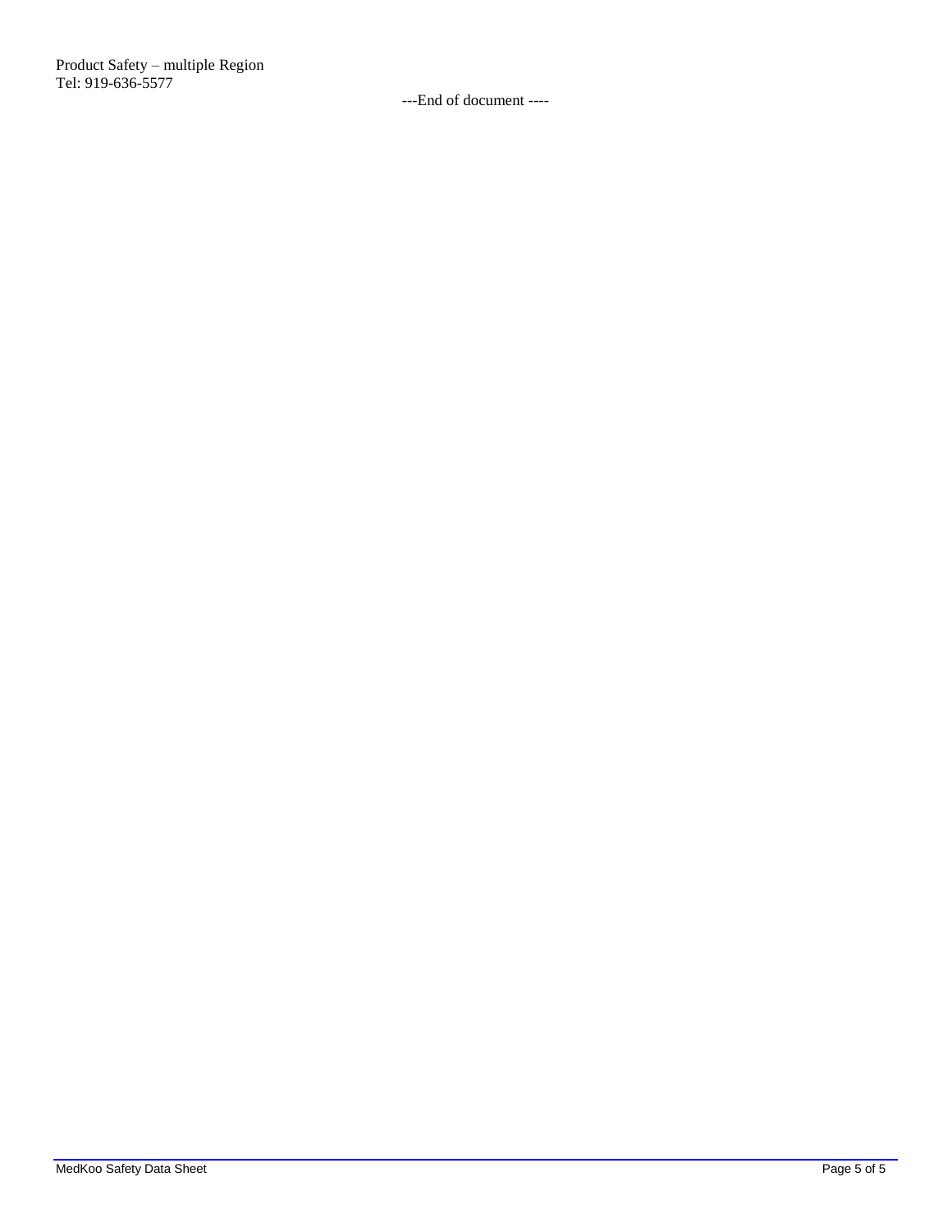Product Safety – multiple Region
Tel: 919-636-5577

---End of document ----